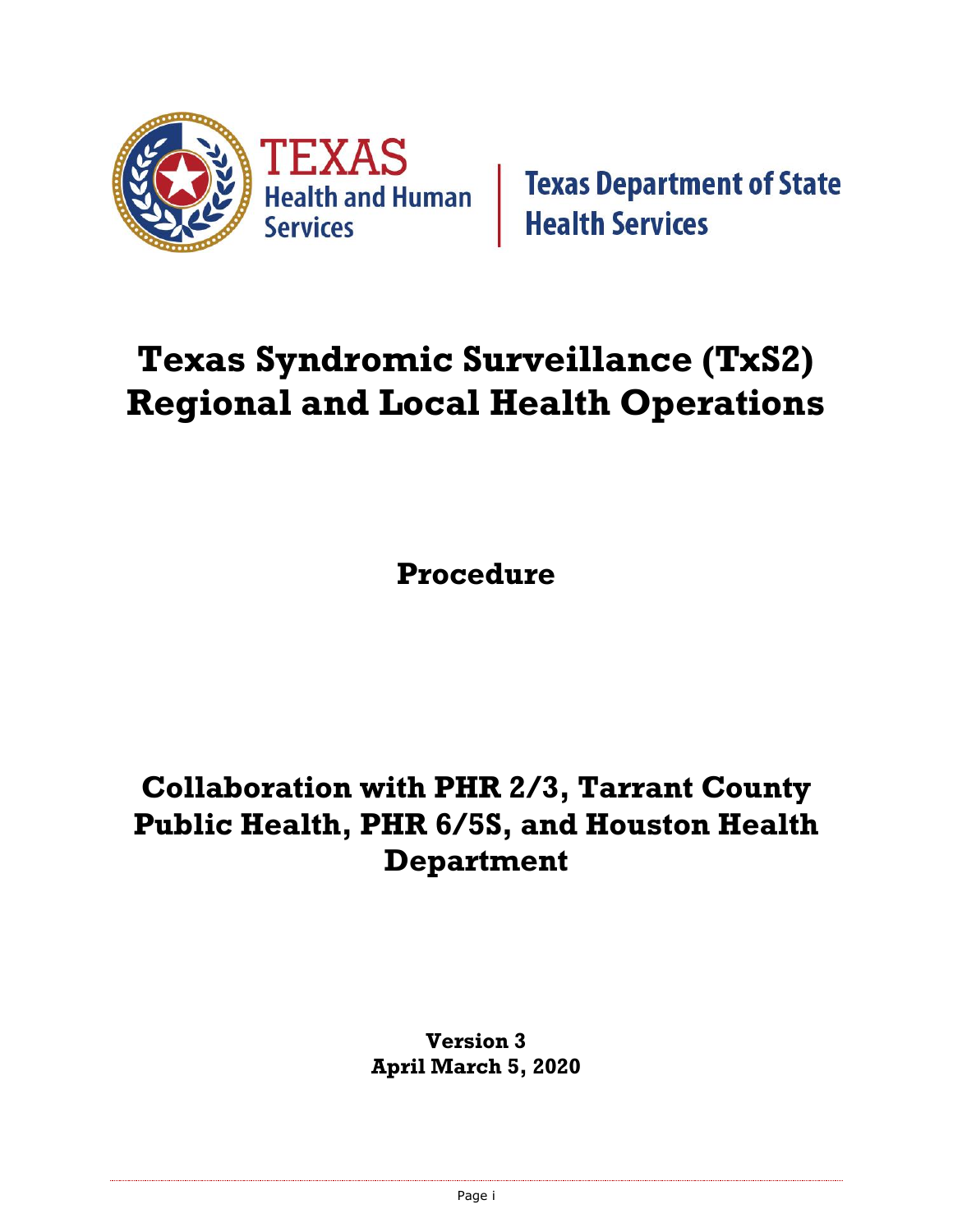TEXAS Health and Human Services | Texas Department of State Health Services

# Texas Syndromic Surveillance (TxS2) Regional and Local Health Operations

## Procedure

## Collaboration with PHR 2/3, Tarrant County Public Health, PHR 6/5S, and Houston Health Department

**Version 3**
**April March 5, 2020**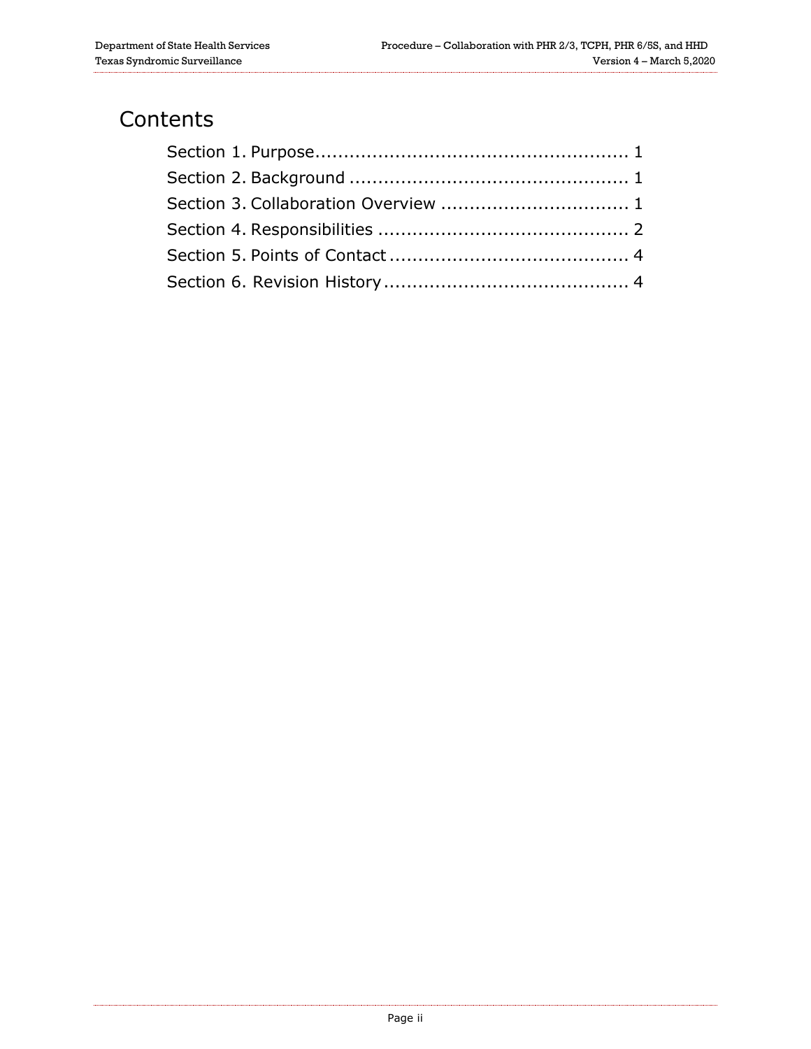# Contents

Section 1. Purpose....................................................... 1

Section 2. Background ................................................ 1

Section 3. Collaboration Overview ................................ 1

Section 4. Responsibilities ........................................... 2

Section 5. Points of Contact ......................................... 4

Section 6. Revision History ........................................... 4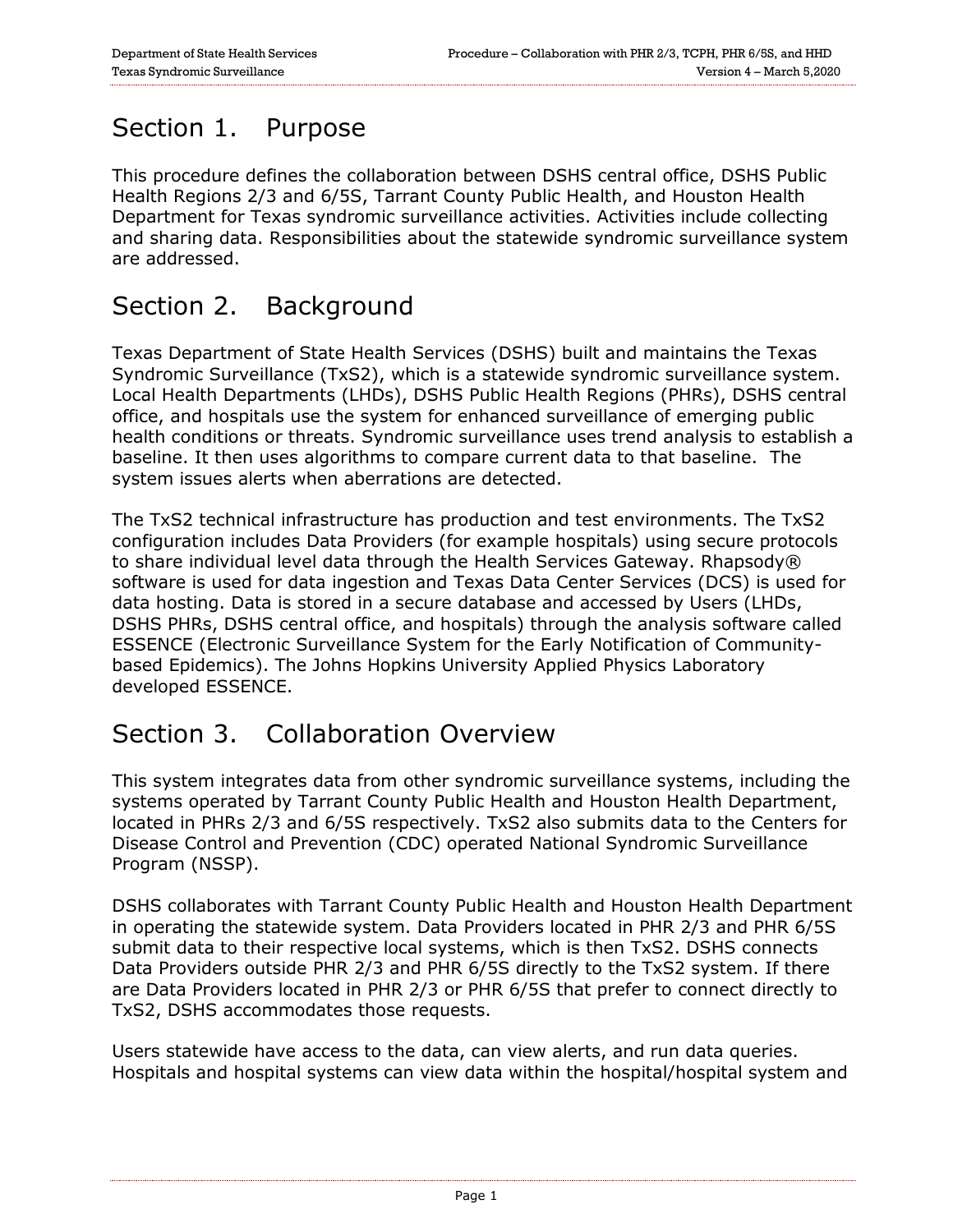# Section 1. Purpose

This procedure defines the collaboration between DSHS central office, DSHS Public Health Regions 2/3 and 6/5S, Tarrant County Public Health, and Houston Health Department for Texas syndromic surveillance activities. Activities include collecting and sharing data. Responsibilities about the statewide syndromic surveillance system are addressed.

# Section 2. Background

Texas Department of State Health Services (DSHS) built and maintains the Texas Syndromic Surveillance (TxS2), which is a statewide syndromic surveillance system. Local Health Departments (LHDs), DSHS Public Health Regions (PHRs), DSHS central office, and hospitals use the system for enhanced surveillance of emerging public health conditions or threats. Syndromic surveillance uses trend analysis to establish a baseline. It then uses algorithms to compare current data to that baseline. The system issues alerts when aberrations are detected.

The TxS2 technical infrastructure has production and test environments. The TxS2 configuration includes Data Providers (for example hospitals) using secure protocols to share individual level data through the Health Services Gateway. Rhapsody® software is used for data ingestion and Texas Data Center Services (DCS) is used for data hosting. Data is stored in a secure database and accessed by Users (LHDs, DSHS PHRs, DSHS central office, and hospitals) through the analysis software called ESSENCE (Electronic Surveillance System for the Early Notification of Community-based Epidemics). The Johns Hopkins University Applied Physics Laboratory developed ESSENCE.

# Section 3. Collaboration Overview

This system integrates data from other syndromic surveillance systems, including the systems operated by Tarrant County Public Health and Houston Health Department, located in PHRs 2/3 and 6/5S respectively. TxS2 also submits data to the Centers for Disease Control and Prevention (CDC) operated National Syndromic Surveillance Program (NSSP).

DSHS collaborates with Tarrant County Public Health and Houston Health Department in operating the statewide system. Data Providers located in PHR 2/3 and PHR 6/5S submit data to their respective local systems, which is then TxS2. DSHS connects Data Providers outside PHR 2/3 and PHR 6/5S directly to the TxS2 system. If there are Data Providers located in PHR 2/3 or PHR 6/5S that prefer to connect directly to TxS2, DSHS accommodates those requests.

Users statewide have access to the data, can view alerts, and run data queries. Hospitals and hospital systems can view data within the hospital/hospital system and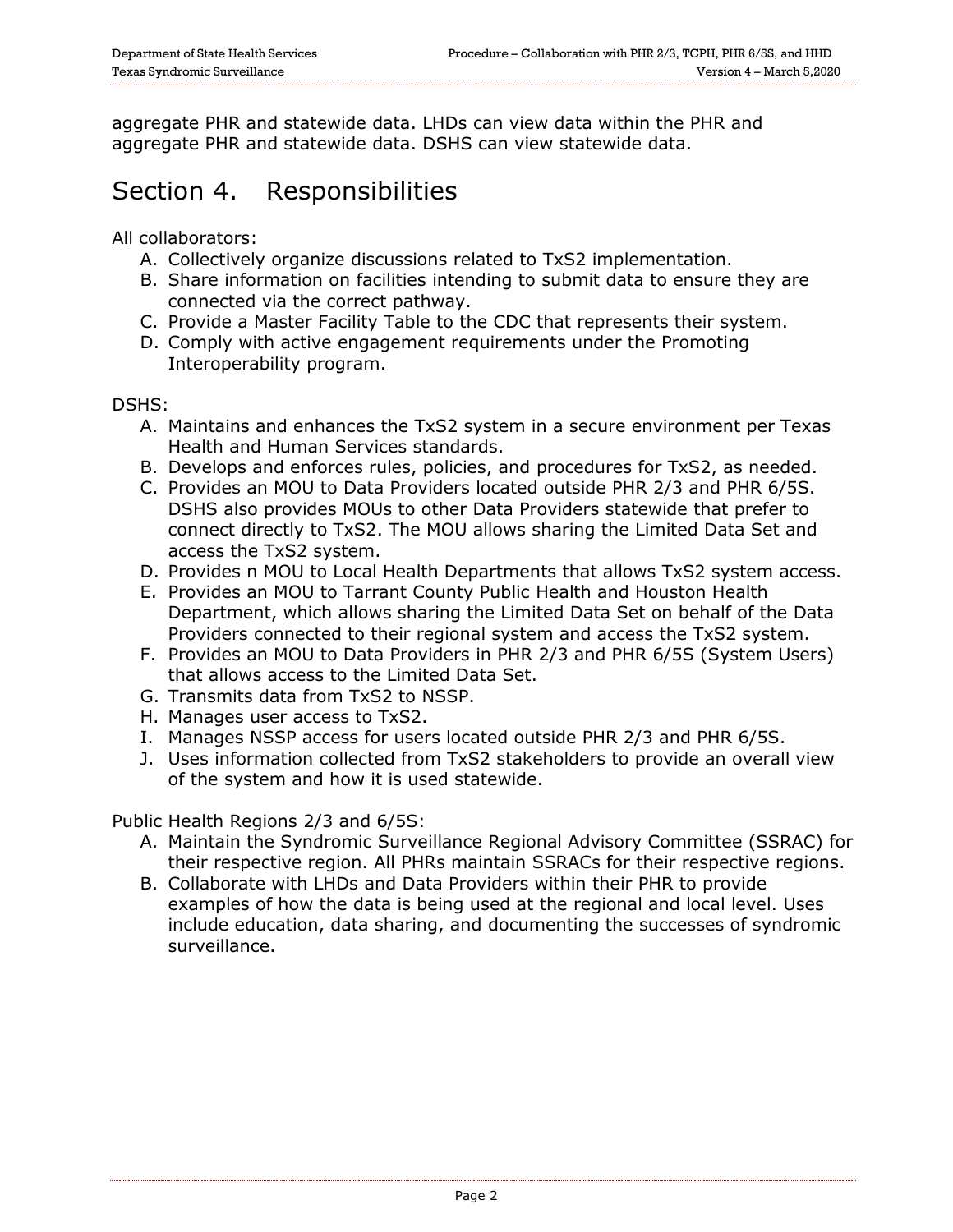aggregate PHR and statewide data. LHDs can view data within the PHR and aggregate PHR and statewide data. DSHS can view statewide data.

# Section 4. Responsibilities

All collaborators:

A. Collectively organize discussions related to TxS2 implementation.
B. Share information on facilities intending to submit data to ensure they are connected via the correct pathway.
C. Provide a Master Facility Table to the CDC that represents their system.
D. Comply with active engagement requirements under the Promoting Interoperability program.

DSHS:

A. Maintains and enhances the TxS2 system in a secure environment per Texas Health and Human Services standards.
B. Develops and enforces rules, policies, and procedures for TxS2, as needed.
C. Provides an MOU to Data Providers located outside PHR 2/3 and PHR 6/5S. DSHS also provides MOUs to other Data Providers statewide that prefer to connect directly to TxS2. The MOU allows sharing the Limited Data Set and access the TxS2 system.
D. Provides n MOU to Local Health Departments that allows TxS2 system access.
E. Provides an MOU to Tarrant County Public Health and Houston Health Department, which allows sharing the Limited Data Set on behalf of the Data Providers connected to their regional system and access the TxS2 system.
F. Provides an MOU to Data Providers in PHR 2/3 and PHR 6/5S (System Users) that allows access to the Limited Data Set.
G. Transmits data from TxS2 to NSSP.
H. Manages user access to TxS2.
I. Manages NSSP access for users located outside PHR 2/3 and PHR 6/5S.
J. Uses information collected from TxS2 stakeholders to provide an overall view of the system and how it is used statewide.

Public Health Regions 2/3 and 6/5S:

A. Maintain the Syndromic Surveillance Regional Advisory Committee (SSRAC) for their respective region. All PHRs maintain SSRACs for their respective regions.
B. Collaborate with LHDs and Data Providers within their PHR to provide examples of how the data is being used at the regional and local level. Uses include education, data sharing, and documenting the successes of syndromic surveillance.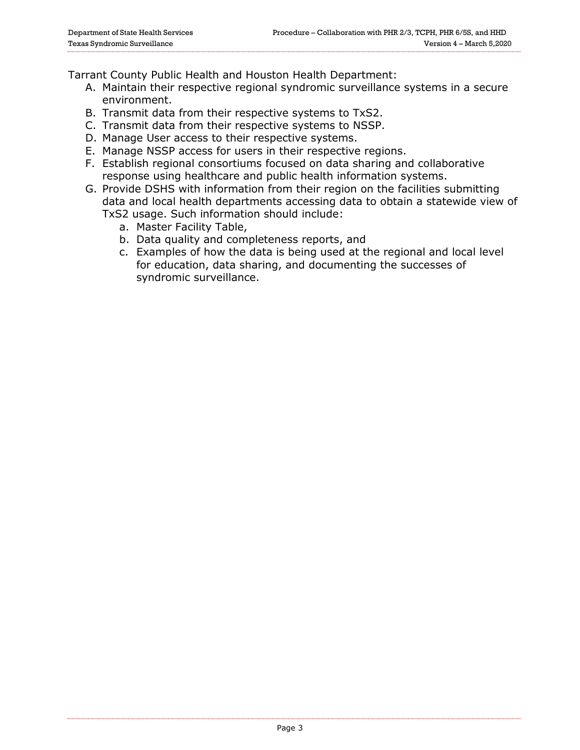Tarrant County Public Health and Houston Health Department:

A. Maintain their respective regional syndromic surveillance systems in a secure environment.
B. Transmit data from their respective systems to TxS2.
C. Transmit data from their respective systems to NSSP.
D. Manage User access to their respective systems.
E. Manage NSSP access for users in their respective regions.
F. Establish regional consortiums focused on data sharing and collaborative response using healthcare and public health information systems.
G. Provide DSHS with information from their region on the facilities submitting data and local health departments accessing data to obtain a statewide view of TxS2 usage. Such information should include:
    a. Master Facility Table,
    b. Data quality and completeness reports, and
    c. Examples of how the data is being used at the regional and local level for education, data sharing, and documenting the successes of syndromic surveillance.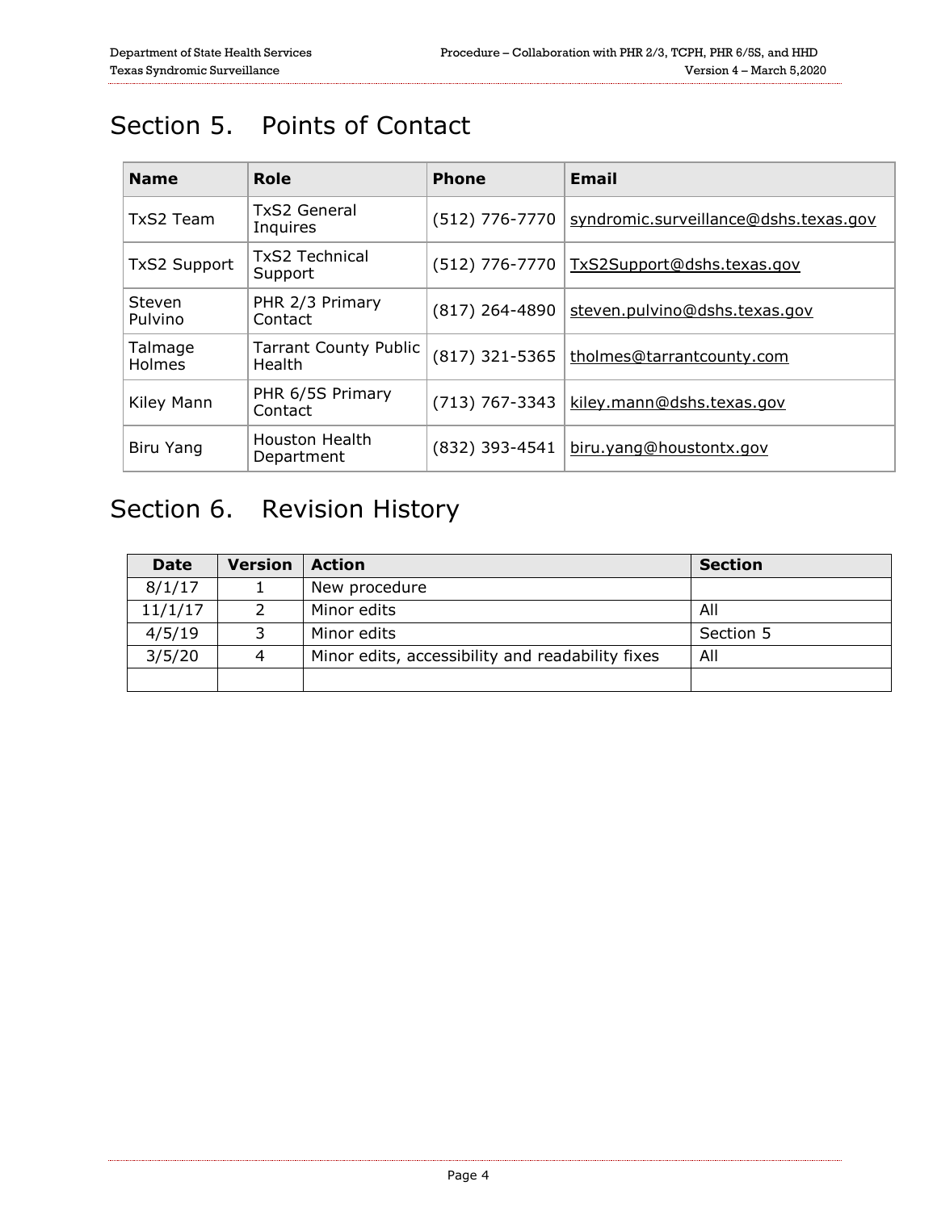# Section 5. Points of Contact

| Name | Role | Phone | Email |
| --- | --- | --- | --- |
| TxS2 Team | TxS2 General Inquires | (512) 776-7770 | syndromic.surveillance@dshs.texas.gov |
| TxS2 Support | TxS2 Technical Support | (512) 776-7770 | TxS2Support@dshs.texas.gov |
| Steven Pulvino | PHR 2/3 Primary Contact | (817) 264-4890 | steven.pulvino@dshs.texas.gov |
| Talmage Holmes | Tarrant County Public Health | (817) 321-5365 | tholmes@tarrantcounty.com |
| Kiley Mann | PHR 6/5S Primary Contact | (713) 767-3343 | kiley.mann@dshs.texas.gov |
| Biru Yang | Houston Health Department | (832) 393-4541 | biru.yang@houstontx.gov |

# Section 6. Revision History

| Date | Version | Action | Section |
| --- | --- | --- | --- |
| 8/1/17 | 1 | New procedure | |
| 11/1/17 | 2 | Minor edits | All |
| 4/5/19 | 3 | Minor edits | Section 5 |
| 3/5/20 | 4 | Minor edits, accessibility and readability fixes | All |
| | | | |